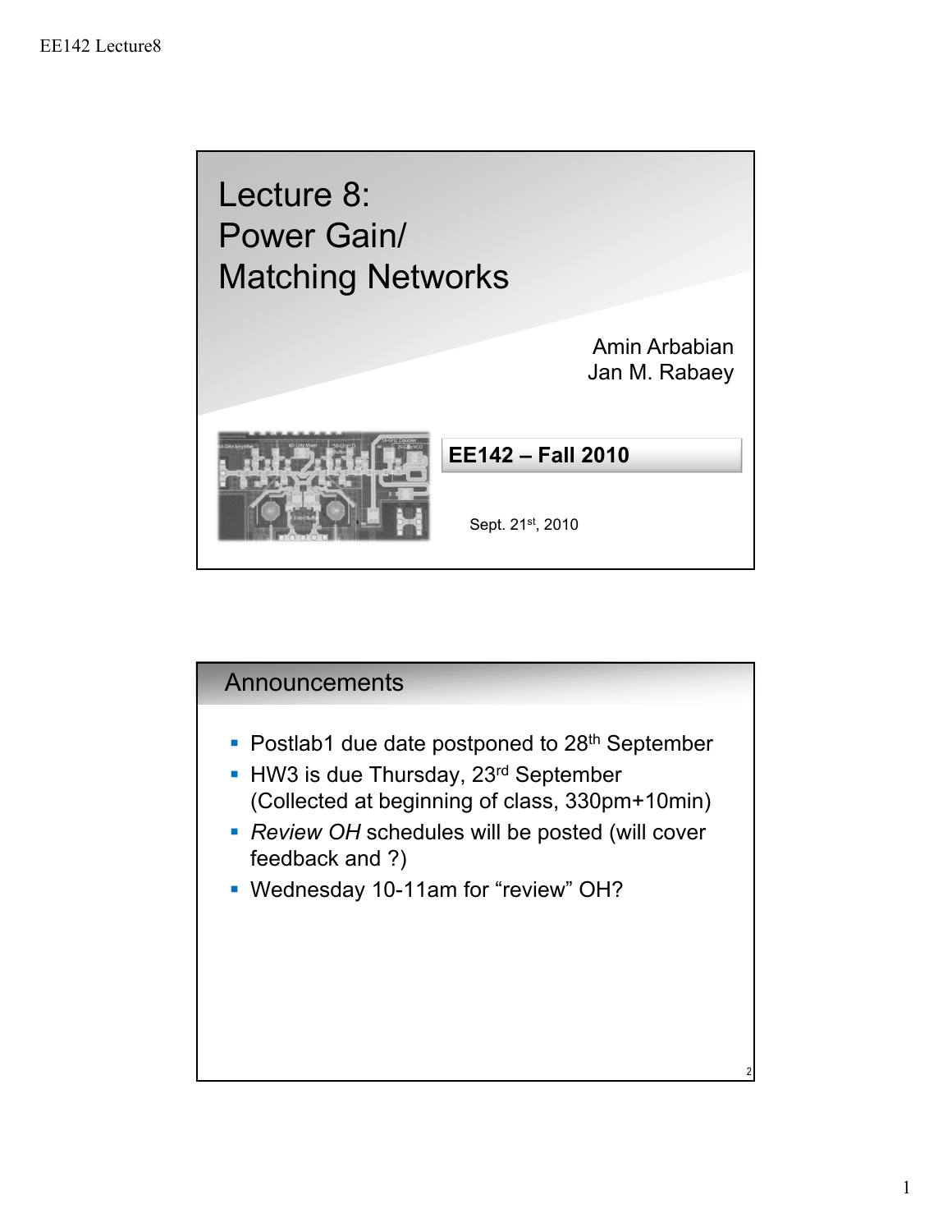# Lecture 8: Power Gain/ Matching Networks

Amin Arbabian
Jan M. Rabaey

**EE142 – Fall 2010**

Sept. 21st, 2010

## Announcements

- Postlab1 due date postponed to 28th September
- HW3 is due Thursday, 23rd September (Collected at beginning of class, 330pm+10min)
- *Review OH* schedules will be posted (will cover feedback and ?)
- Wednesday 10-11am for "review" OH?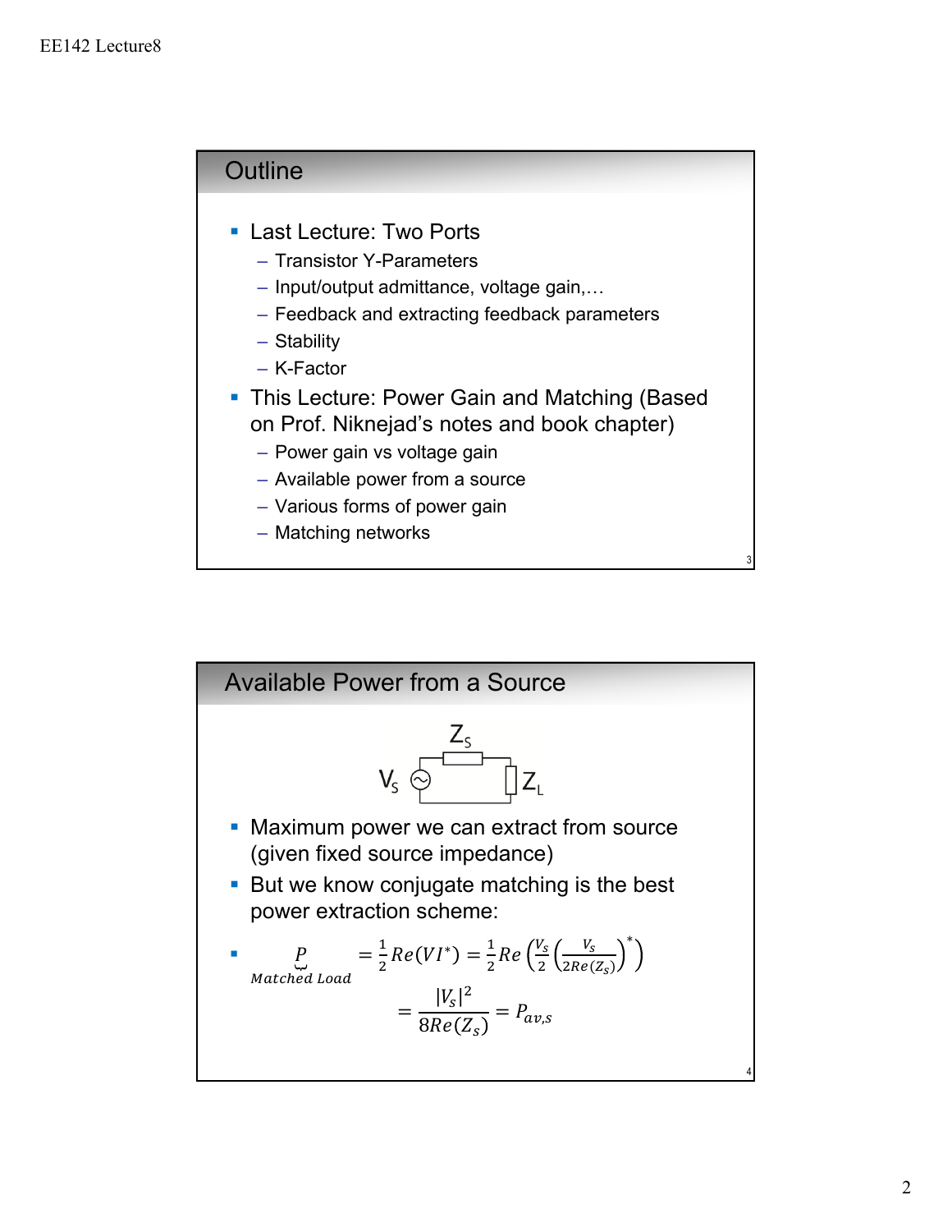## Outline

- Last Lecture: Two Ports
  - Transistor Y-Parameters
  - Input/output admittance, voltage gain,…
  - Feedback and extracting feedback parameters
  - Stability
  - K-Factor
- This Lecture: Power Gain and Matching (Based on Prof. Niknejad's notes and book chapter)
  - Power gain vs voltage gain
  - Available power from a source
  - Various forms of power gain
  - Matching networks

## Available Power from a Source

$Z_S$, $V_S$, $Z_L$

- Maximum power we can extract from source (given fixed source impedance)
- But we know conjugate matching is the best power extraction scheme:
- $$\underbrace{P}_{Matched\ Load} = \frac{1}{2}Re(VI^*) = \frac{1}{2}Re\left(\frac{V_s}{2}\left(\frac{V_s}{2Re(Z_s)}\right)^*\right)$$
  $$= \frac{|V_s|^2}{8Re(Z_s)} = P_{av,s}$$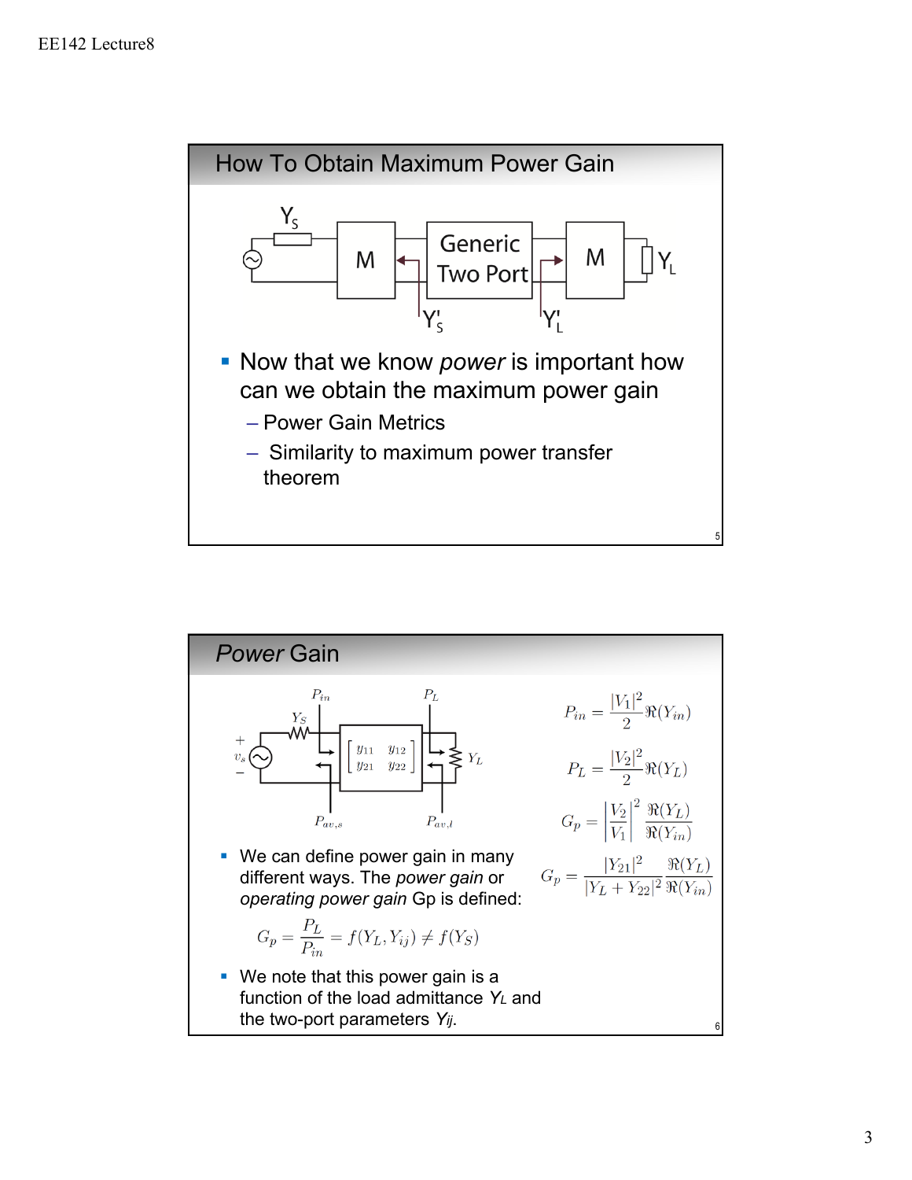## How To Obtain Maximum Power Gain

- Now that we know *power* is important how can we obtain the maximum power gain
  - Power Gain Metrics
  - Similarity to maximum power transfer theorem

## *Power* Gain

$$P_{in} = \frac{|V_1|^2}{2}\Re(Y_{in})$$

$$P_L = \frac{|V_2|^2}{2}\Re(Y_L)$$

$$G_p = \left|\frac{V_2}{V_1}\right|^2 \frac{\Re(Y_L)}{\Re(Y_{in})}$$

$$G_p = \frac{|Y_{21}|^2}{|Y_L + Y_{22}|^2} \frac{\Re(Y_L)}{\Re(Y_{in})}$$

- We can define power gain in many different ways. The *power gain* or *operating power gain* Gp is defined:

$$G_p = \frac{P_L}{P_{in}} = f(Y_L, Y_{ij}) \neq f(Y_S)$$

- We note that this power gain is a function of the load admittance $Y_L$ and the two-port parameters $Y_{ij}$.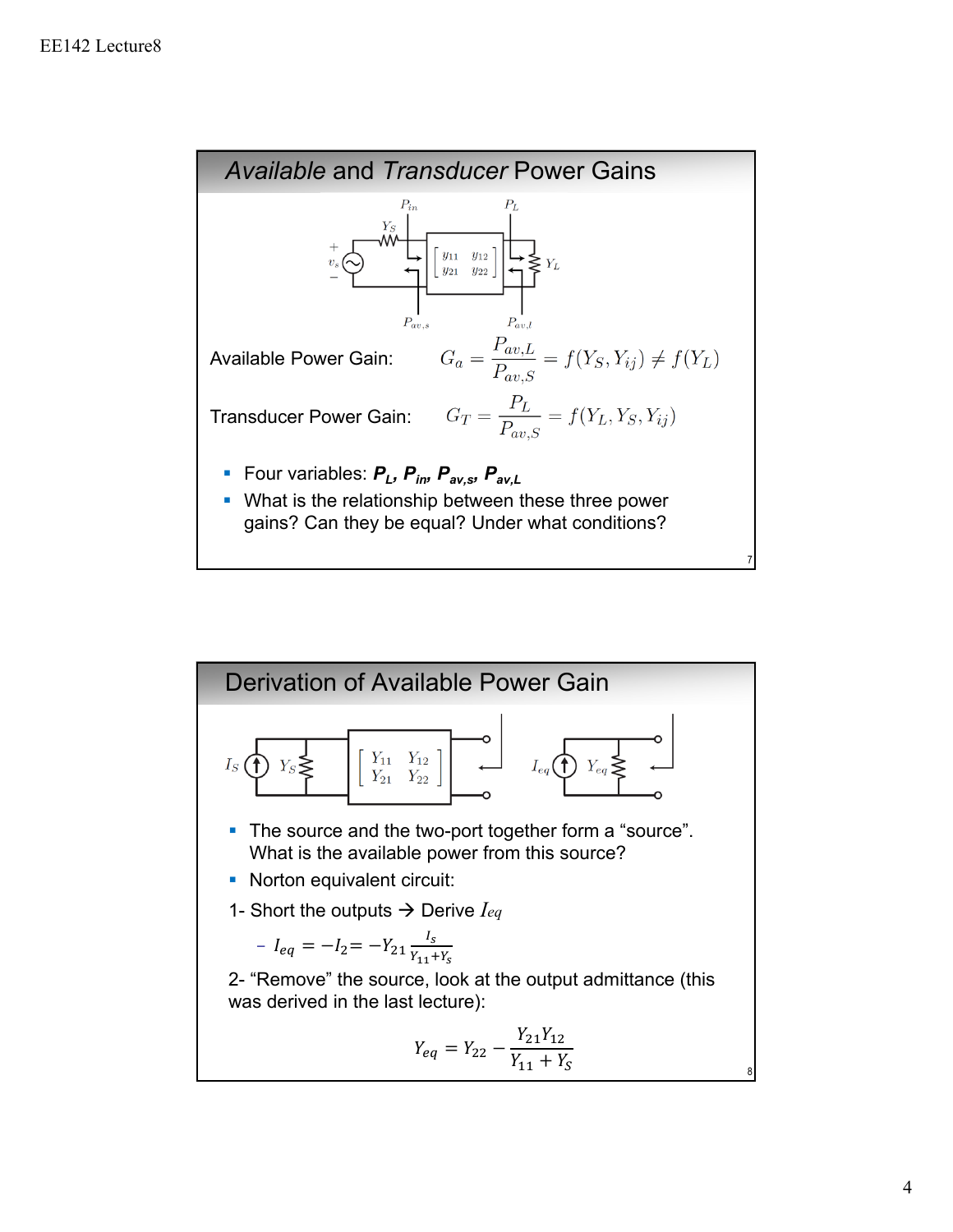## *Available* and *Transducer* Power Gains

Available Power Gain: $G_a = \dfrac{P_{av,L}}{P_{av,S}} = f(Y_S, Y_{ij}) \neq f(Y_L)$

Transducer Power Gain: $G_T = \dfrac{P_L}{P_{av,S}} = f(Y_L, Y_S, Y_{ij})$

- Four variables: ***P*****$_L$*, P*****$_{in}$*, P*****$_{av,s}$*, P*****$_{av,L}$**
- What is the relationship between these three power gains? Can they be equal? Under what conditions?

## Derivation of Available Power Gain

- The source and the two-port together form a "source". What is the available power from this source?
- Norton equivalent circuit:

1- Short the outputs → Derive $I_{eq}$

- $I_{eq} = -I_2 = -Y_{21}\dfrac{I_s}{Y_{11}+Y_s}$

2- "Remove" the source, look at the output admittance (this was derived in the last lecture):

$$Y_{eq} = Y_{22} - \frac{Y_{21}Y_{12}}{Y_{11} + Y_S}$$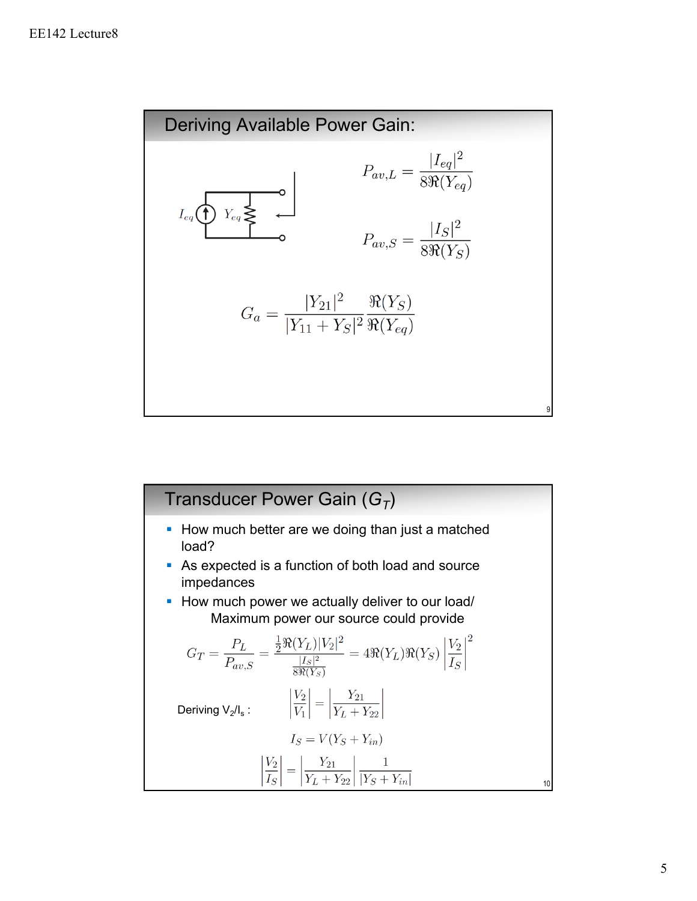## Deriving Available Power Gain:

$I_{eq}$ $Y_{eq}$

$$P_{av,L} = \frac{|I_{eq}|^2}{8\Re(Y_{eq})}$$

$$P_{av,S} = \frac{|I_S|^2}{8\Re(Y_S)}$$

$$G_a = \frac{|Y_{21}|^2}{|Y_{11} + Y_S|^2} \frac{\Re(Y_S)}{\Re(Y_{eq})}$$

## Transducer Power Gain ($G_T$)

- How much better are we doing than just a matched load?
- As expected is a function of both load and source impedances
- How much power we actually deliver to our load/ Maximum power our source could provide

$$G_T = \frac{P_L}{P_{av,S}} = \frac{\frac{1}{2}\Re(Y_L)|V_2|^2}{\frac{|I_S|^2}{8\Re(Y_S)}} = 4\Re(Y_L)\Re(Y_S)\left|\frac{V_2}{I_S}\right|^2$$

Deriving $V_2/I_s$ :

$$\left|\frac{V_2}{V_1}\right| = \left|\frac{Y_{21}}{Y_L + Y_{22}}\right|$$

$$I_S = V(Y_S + Y_{in})$$

$$\left|\frac{V_2}{I_S}\right| = \left|\frac{Y_{21}}{Y_L + Y_{22}}\right| \frac{1}{|Y_S + Y_{in}|}$$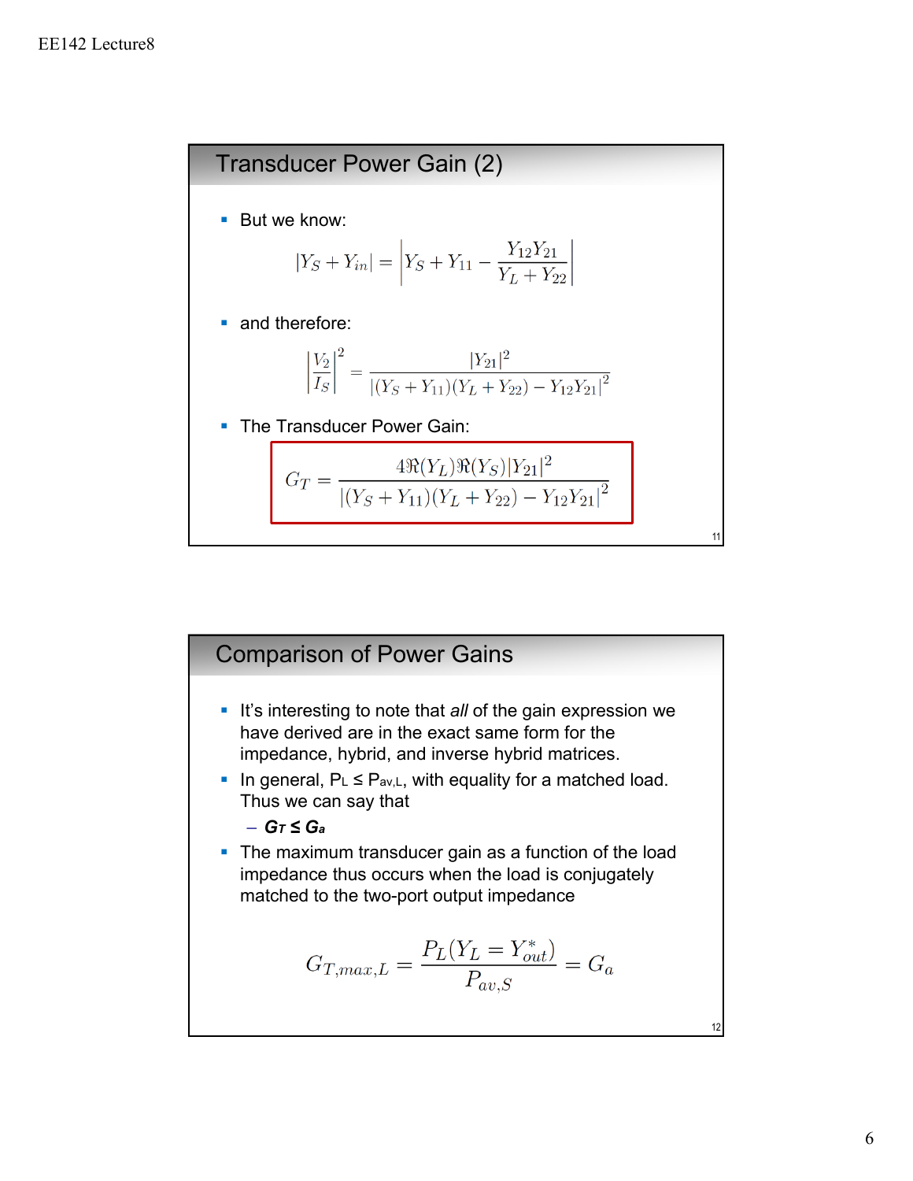## Transducer Power Gain (2)

- But we know:

$$|Y_S + Y_{in}| = \left| Y_S + Y_{11} - \frac{Y_{12}Y_{21}}{Y_L + Y_{22}} \right|$$

- and therefore:

$$\left|\frac{V_2}{I_S}\right|^2 = \frac{|Y_{21}|^2}{|(Y_S + Y_{11})(Y_L + Y_{22}) - Y_{12}Y_{21}|^2}$$

- The Transducer Power Gain:

$$G_T = \frac{4\Re(Y_L)\Re(Y_S)|Y_{21}|^2}{|(Y_S + Y_{11})(Y_L + Y_{22}) - Y_{12}Y_{21}|^2}$$

## Comparison of Power Gains

- It's interesting to note that *all* of the gain expression we have derived are in the exact same form for the impedance, hybrid, and inverse hybrid matrices.
- In general, $P_L \leq P_{av,L}$, with equality for a matched load. Thus we can say that
  - $G_T \leq G_a$
- The maximum transducer gain as a function of the load impedance thus occurs when the load is conjugately matched to the two-port output impedance

$$G_{T,max,L} = \frac{P_L(Y_L = Y_{out}^*)}{P_{av,S}} = G_a$$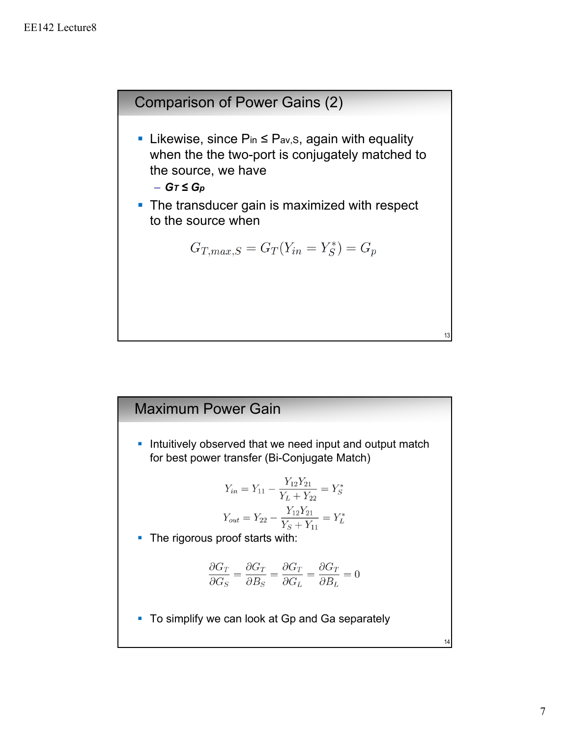## Comparison of Power Gains (2)

- Likewise, since $P_{in} \leq P_{av,S}$, again with equality when the the two-port is conjugately matched to the source, we have
  - ***$G_T \leq G_p$***
- The transducer gain is maximized with respect to the source when

$$G_{T,max,S} = G_T(Y_{in} = Y_S^*) = G_p$$

## Maximum Power Gain

- Intuitively observed that we need input and output match for best power transfer (Bi-Conjugate Match)

$$Y_{in} = Y_{11} - \frac{Y_{12}Y_{21}}{Y_L + Y_{22}} = Y_S^*$$

$$Y_{out} = Y_{22} - \frac{Y_{12}Y_{21}}{Y_S + Y_{11}} = Y_L^*$$

- The rigorous proof starts with:

$$\frac{\partial G_T}{\partial G_S} = \frac{\partial G_T}{\partial B_S} = \frac{\partial G_T}{\partial G_L} = \frac{\partial G_T}{\partial B_L} = 0$$

- To simplify we can look at Gp and Ga separately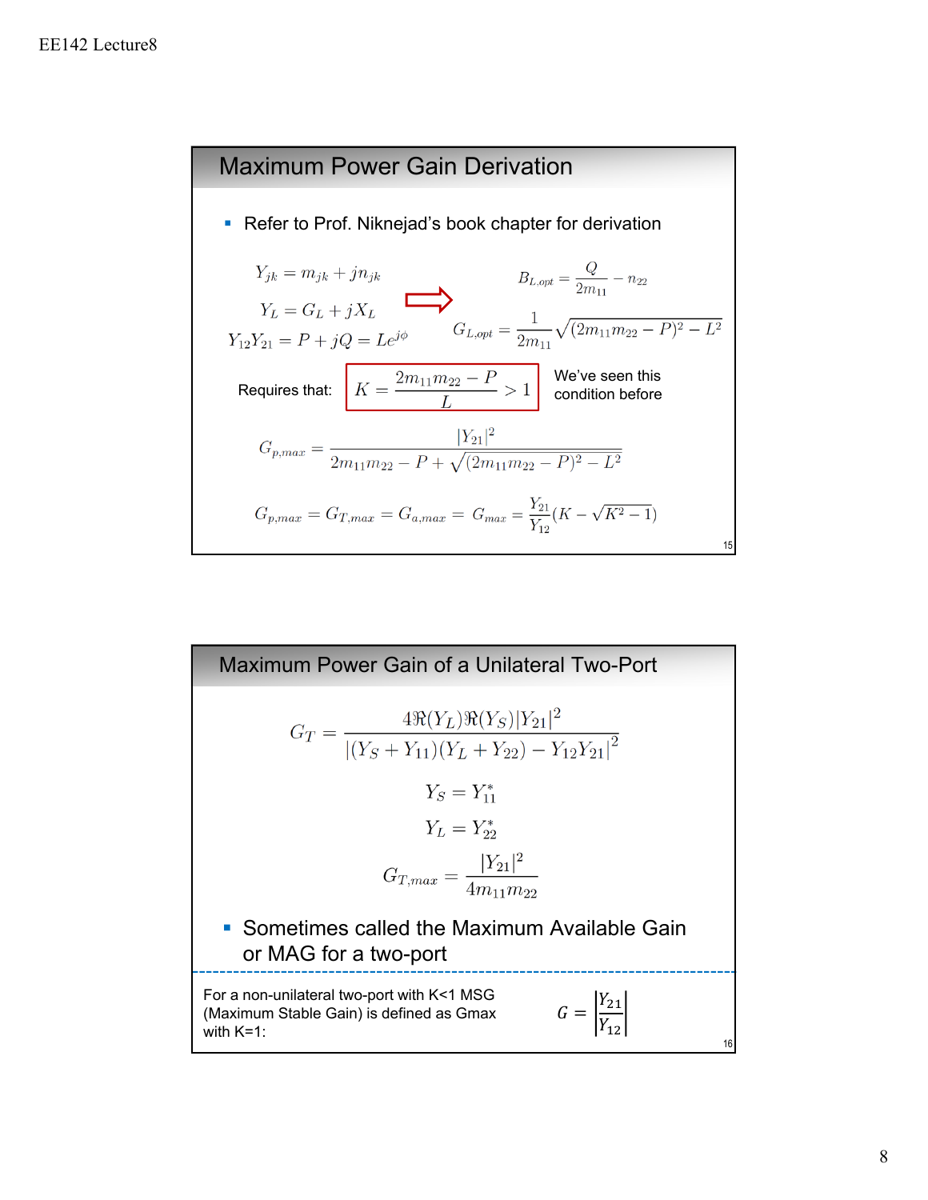## Maximum Power Gain Derivation

- Refer to Prof. Niknejad's book chapter for derivation

$$Y_{jk} = m_{jk} + jn_{jk}$$

$$Y_L = G_L + jX_L$$

$$Y_{12}Y_{21} = P + jQ = Le^{j\phi}$$

$\Rightarrow$

$$B_{L,opt} = \frac{Q}{2m_{11}} - n_{22}$$

$$G_{L,opt} = \frac{1}{2m_{11}}\sqrt{(2m_{11}m_{22} - P)^2 - L^2}$$

Requires that: $K = \dfrac{2m_{11}m_{22} - P}{L} > 1$ We've seen this condition before

$$G_{p,max} = \frac{|Y_{21}|^2}{2m_{11}m_{22} - P + \sqrt{(2m_{11}m_{22} - P)^2 - L^2}}$$

$$G_{p,max} = G_{T,max} = G_{a,max} = G_{max} = \frac{Y_{21}}{Y_{12}}(K - \sqrt{K^2 - 1})$$

## Maximum Power Gain of a Unilateral Two-Port

$$G_T = \frac{4\Re(Y_L)\Re(Y_S)|Y_{21}|^2}{|(Y_S + Y_{11})(Y_L + Y_{22}) - Y_{12}Y_{21}|^2}$$

$$Y_S = Y_{11}^*$$

$$Y_L = Y_{22}^*$$

$$G_{T,max} = \frac{|Y_{21}|^2}{4m_{11}m_{22}}$$

- Sometimes called the Maximum Available Gain or MAG for a two-port

For a non-unilateral two-port with K<1 MSG (Maximum Stable Gain) is defined as Gmax with K=1:

$$G = \left|\frac{Y_{21}}{Y_{12}}\right|$$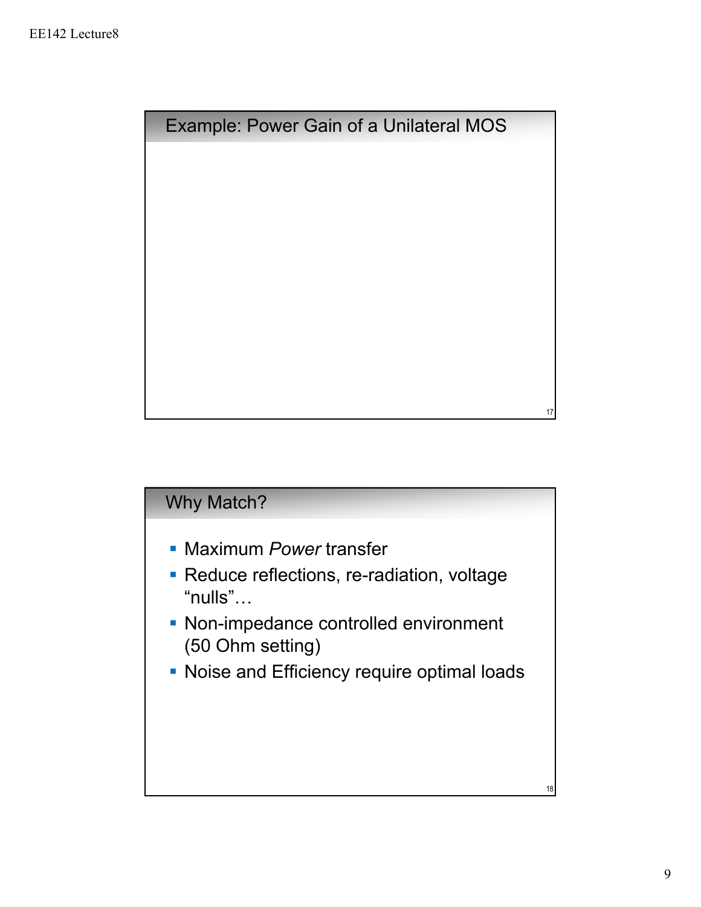## Example: Power Gain of a Unilateral MOS

## Why Match?

- Maximum *Power* transfer
- Reduce reflections, re-radiation, voltage "nulls"…
- Non-impedance controlled environment (50 Ohm setting)
- Noise and Efficiency require optimal loads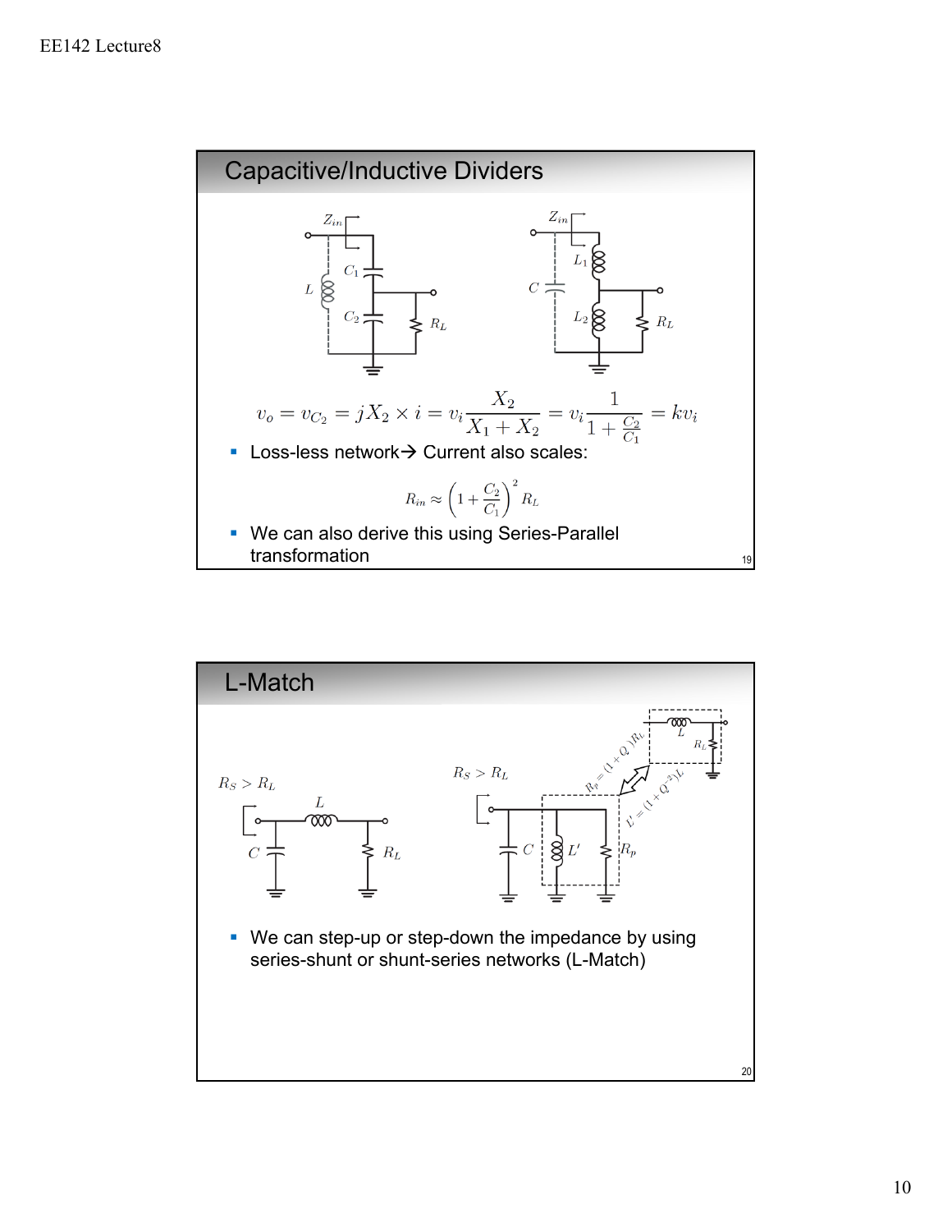## Capacitive/Inductive Dividers

$$v_o = v_{C_2} = jX_2 \times i = v_i \frac{X_2}{X_1 + X_2} = v_i \frac{1}{1 + \frac{C_2}{C_1}} = kv_i$$

- Loss-less network→ Current also scales:

$$R_{in} \approx \left(1 + \frac{C_2}{C_1}\right)^2 R_L$$

- We can also derive this using Series-Parallel transformation

## L-Match

$R_S > R_L$

$R_p = (1+Q^2)R_L$

$L' = (1+Q^{-2})L$

- We can step-up or step-down the impedance by using series-shunt or shunt-series networks (L-Match)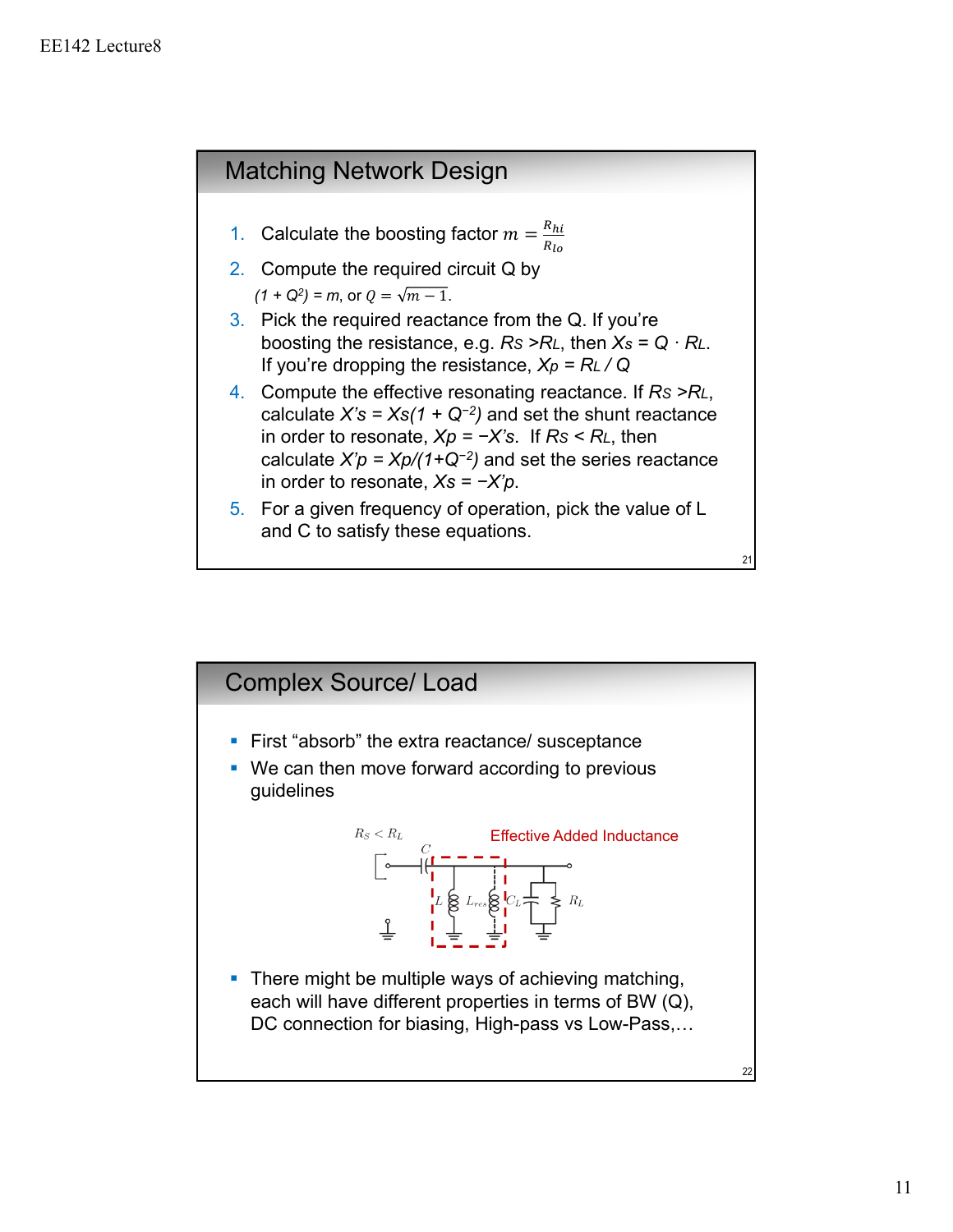## Matching Network Design

1. Calculate the boosting factor $m = \frac{R_{hi}}{R_{lo}}$
2. Compute the required circuit Q by $(1 + Q^2) = m$, or $Q = \sqrt{m-1}$.
3. Pick the required reactance from the Q. If you're boosting the resistance, e.g. $R_S > R_L$, then $X_S = Q \cdot R_L$. If you're dropping the resistance, $X_p = R_L / Q$
4. Compute the effective resonating reactance. If $R_S > R_L$, calculate $X'_s = X_s(1 + Q^{-2})$ and set the shunt reactance in order to resonate, $X_p = -X'_s$. If $R_S < R_L$, then calculate $X'_p = X_p/(1+Q^{-2})$ and set the series reactance in order to resonate, $X_s = -X'_p$.
5. For a given frequency of operation, pick the value of L and C to satisfy these equations.

## Complex Source/ Load

- First "absorb" the extra reactance/ susceptance
- We can then move forward according to previous guidelines

$R_S < R_L$ — Effective Added Inductance

- There might be multiple ways of achieving matching, each will have different properties in terms of BW (Q), DC connection for biasing, High-pass vs Low-Pass,…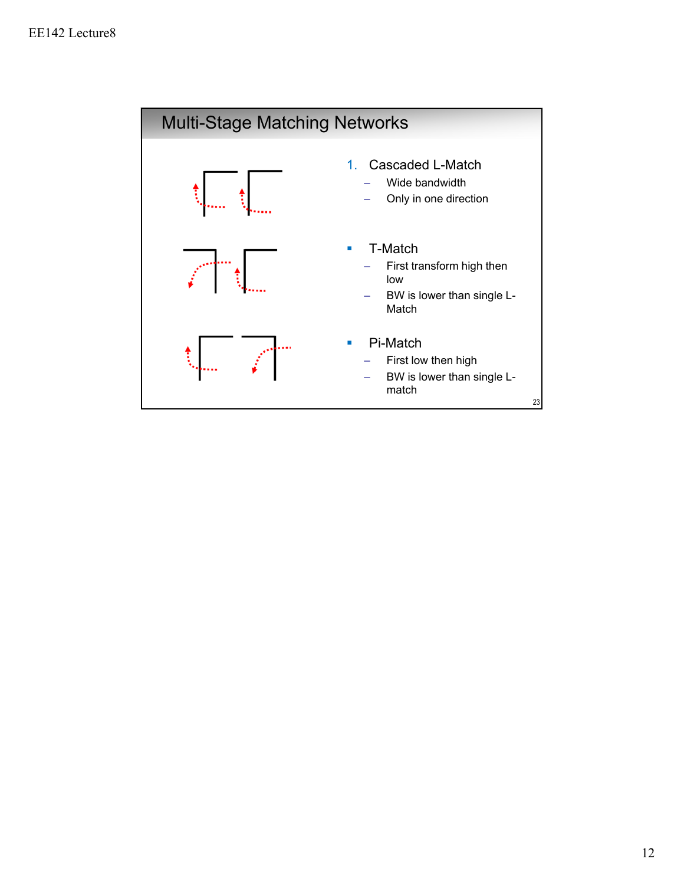## Multi-Stage Matching Networks

1. Cascaded L-Match
   - Wide bandwidth
   - Only in one direction

- T-Match
  - First transform high then low
  - BW is lower than single L-Match

- Pi-Match
  - First low then high
  - BW is lower than single L-match